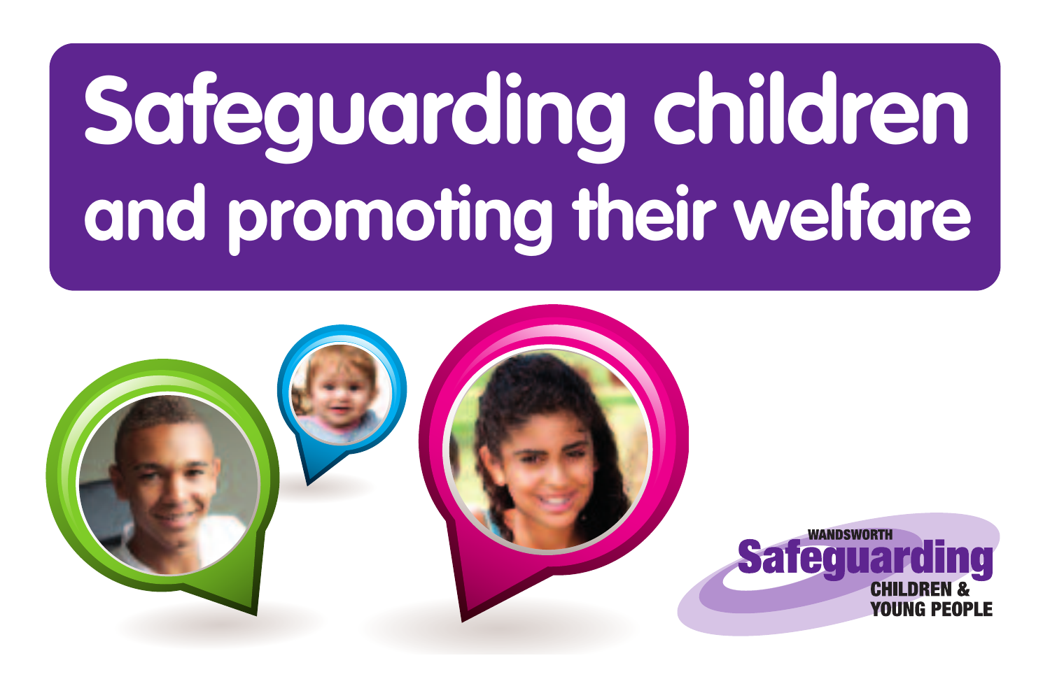# Safeguarding children and promoting their welfare

WANDSWORTH
Safeguarding
CHILDREN & YOUNG PEOPLE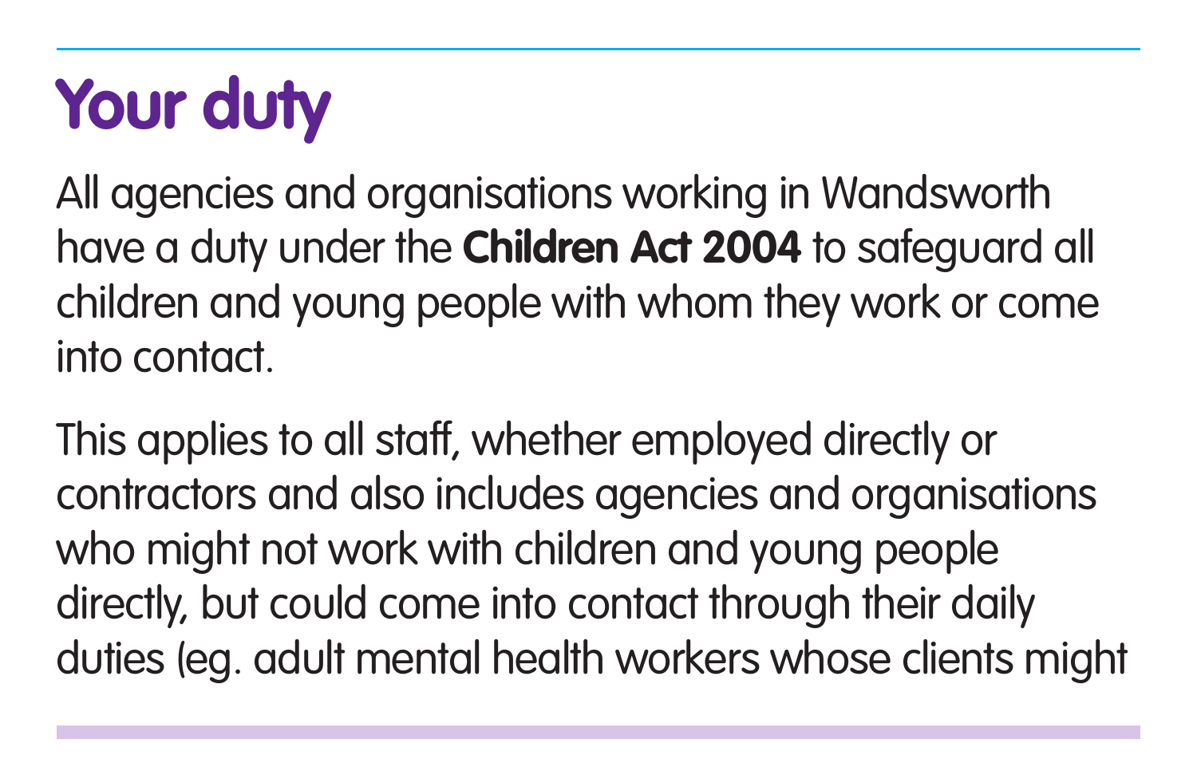# Your duty

All agencies and organisations working in Wandsworth have a duty under the **Children Act 2004** to safeguard all children and young people with whom they work or come into contact.

This applies to all staff, whether employed directly or contractors and also includes agencies and organisations who might not work with children and young people directly, but could come into contact through their daily duties (eg. adult mental health workers whose clients might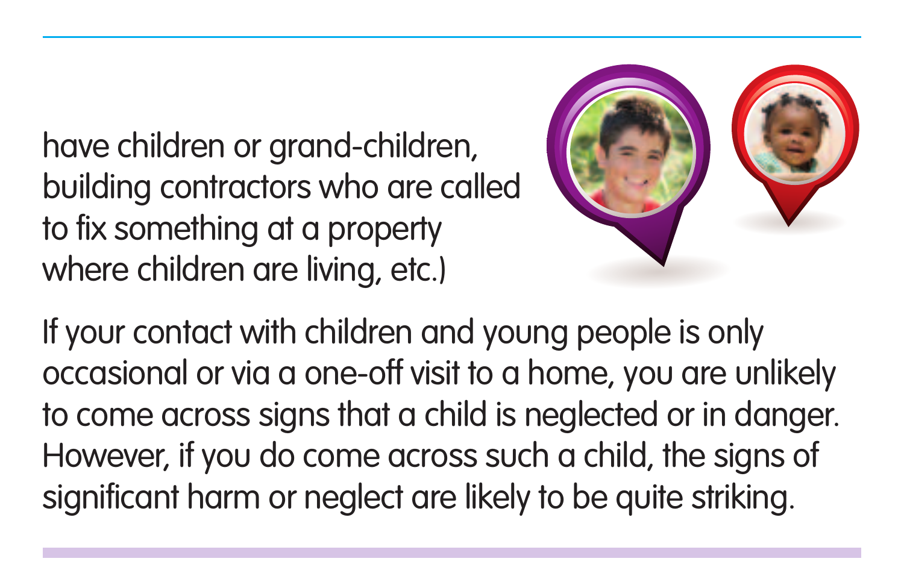have children or grand-children, building contractors who are called to fix something at a property where children are living, etc.)

If your contact with children and young people is only occasional or via a one-off visit to a home, you are unlikely to come across signs that a child is neglected or in danger. However, if you do come across such a child, the signs of significant harm or neglect are likely to be quite striking.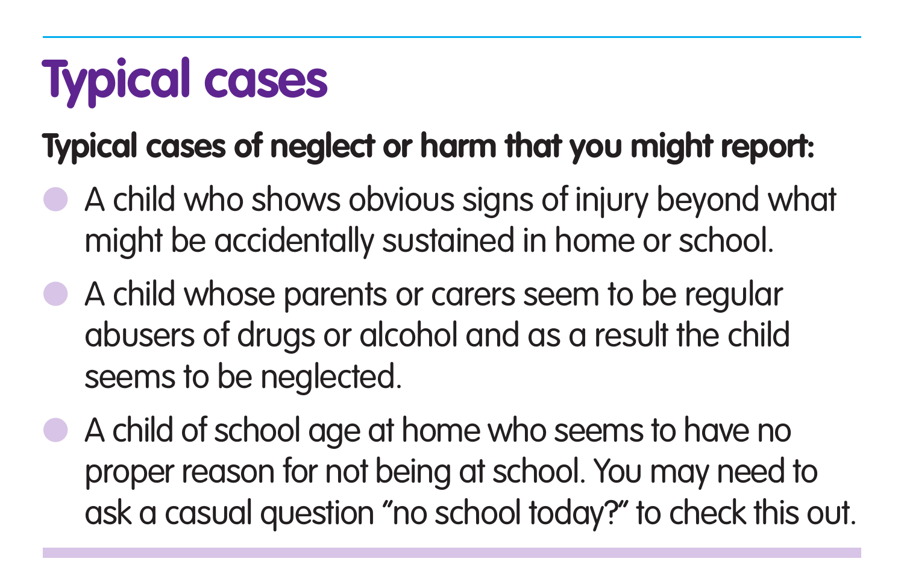# Typical cases

**Typical cases of neglect or harm that you might report:**

- A child who shows obvious signs of injury beyond what might be accidentally sustained in home or school.
- A child whose parents or carers seem to be regular abusers of drugs or alcohol and as a result the child seems to be neglected.
- A child of school age at home who seems to have no proper reason for not being at school. You may need to ask a casual question "no school today?" to check this out.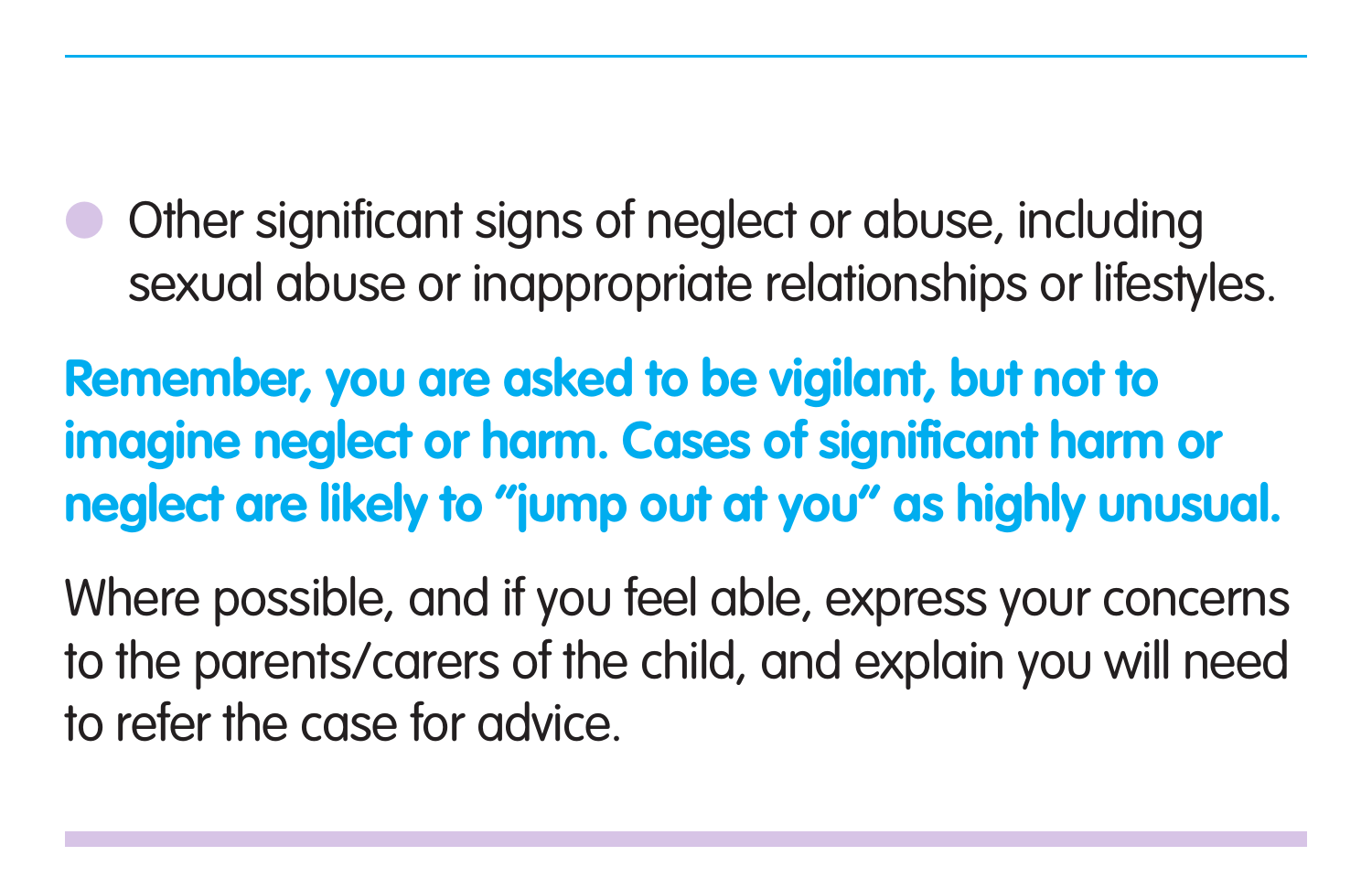- Other significant signs of neglect or abuse, including sexual abuse or inappropriate relationships or lifestyles.

**Remember, you are asked to be vigilant, but not to imagine neglect or harm. Cases of significant harm or neglect are likely to "jump out at you" as highly unusual.**

Where possible, and if you feel able, express your concerns to the parents/carers of the child, and explain you will need to refer the case for advice.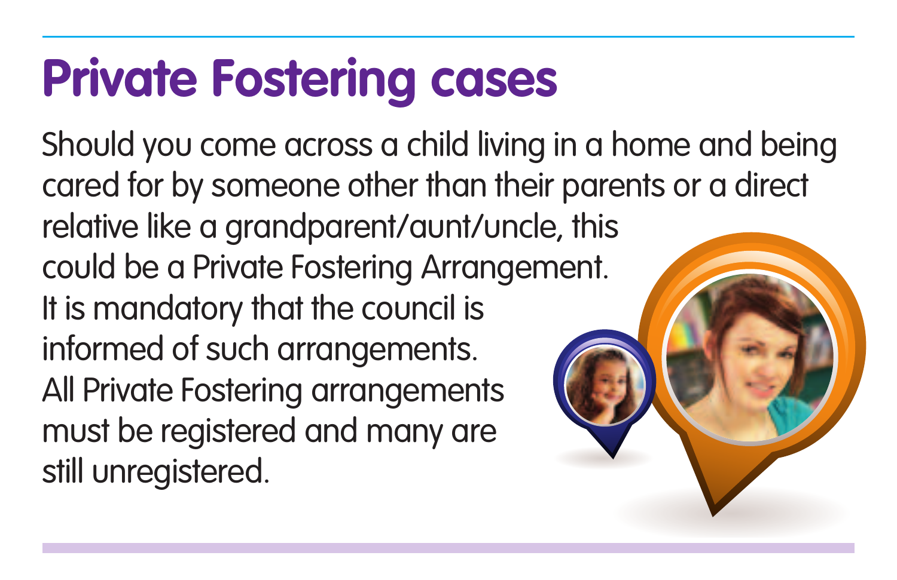# Private Fostering cases

Should you come across a child living in a home and being cared for by someone other than their parents or a direct relative like a grandparent/aunt/uncle, this could be a Private Fostering Arrangement. It is mandatory that the council is informed of such arrangements. All Private Fostering arrangements must be registered and many are still unregistered.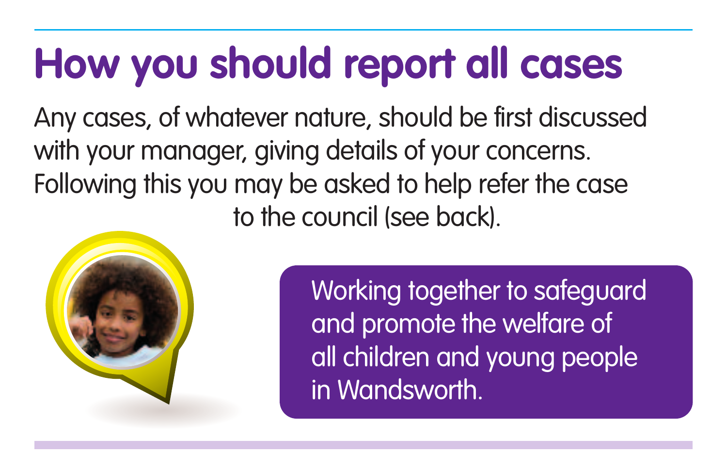# How you should report all cases

Any cases, of whatever nature, should be first discussed with your manager, giving details of your concerns. Following this you may be asked to help refer the case to the council (see back).

Working together to safeguard and promote the welfare of all children and young people in Wandsworth.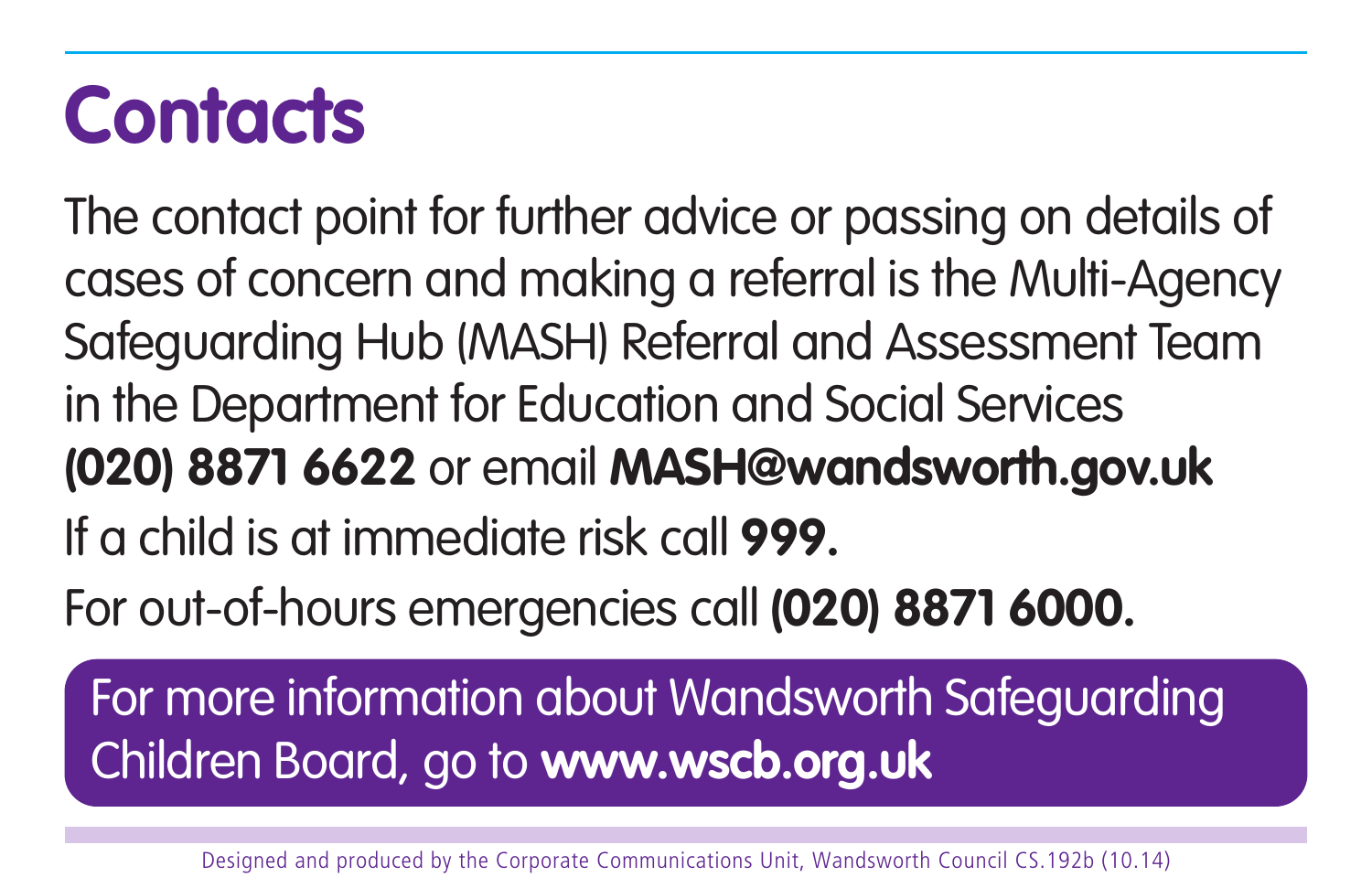# Contacts

The contact point for further advice or passing on details of cases of concern and making a referral is the Multi-Agency Safeguarding Hub (MASH) Referral and Assessment Team in the Department for Education and Social Services **(020) 8871 6622** or email **MASH@wandsworth.gov.uk**

If a child is at immediate risk call **999.**

For out-of-hours emergencies call **(020) 8871 6000.**

For more information about Wandsworth Safeguarding Children Board, go to **www.wscb.org.uk**

Designed and produced by the Corporate Communications Unit, Wandsworth Council CS.192b (10.14)